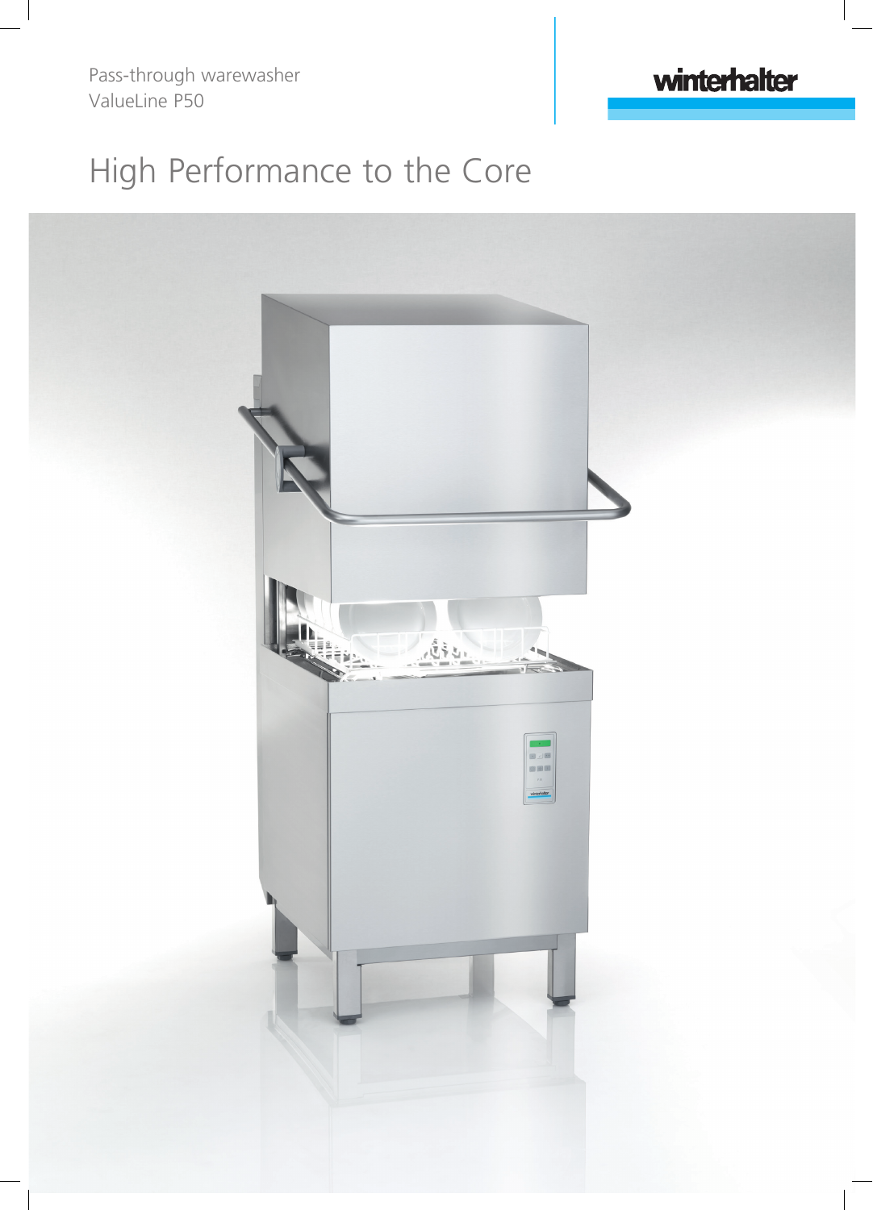Pass-through warewasher
ValueLine P50

winterhalter

# High Performance to the Core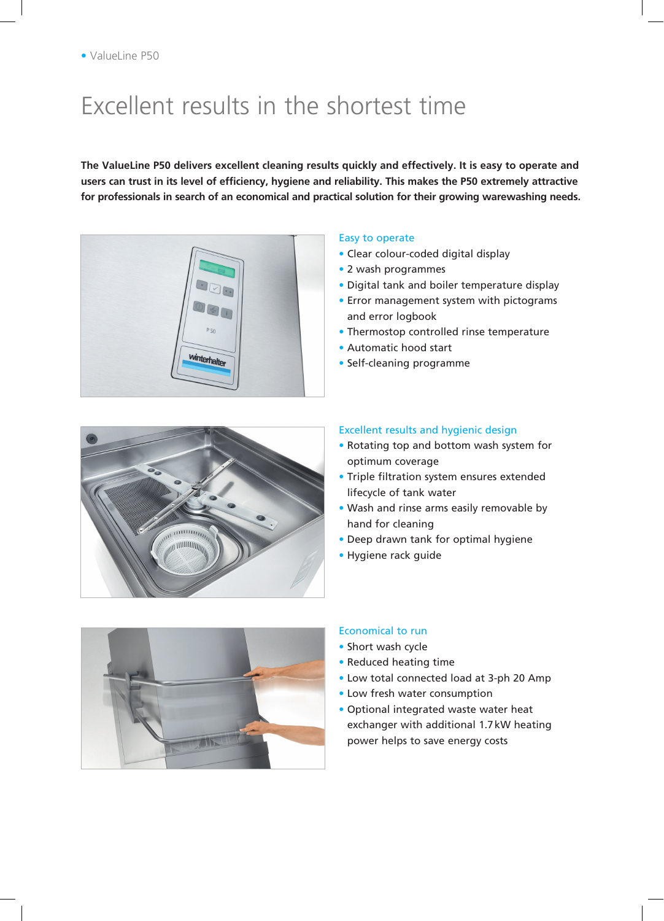• ValueLine P50

# Excellent results in the shortest time

**The ValueLine P50 delivers excellent cleaning results quickly and effectively. It is easy to operate and users can trust in its level of efficiency, hygiene and reliability. This makes the P50 extremely attractive for professionals in search of an economical and practical solution for their growing warewashing needs.**

## Easy to operate

- Clear colour-coded digital display
- 2 wash programmes
- Digital tank and boiler temperature display
- Error management system with pictograms and error logbook
- Thermostop controlled rinse temperature
- Automatic hood start
- Self-cleaning programme

## Excellent results and hygienic design

- Rotating top and bottom wash system for optimum coverage
- Triple filtration system ensures extended lifecycle of tank water
- Wash and rinse arms easily removable by hand for cleaning
- Deep drawn tank for optimal hygiene
- Hygiene rack guide

## Economical to run

- Short wash cycle
- Reduced heating time
- Low total connected load at 3-ph 20 Amp
- Low fresh water consumption
- Optional integrated waste water heat exchanger with additional 1.7 kW heating power helps to save energy costs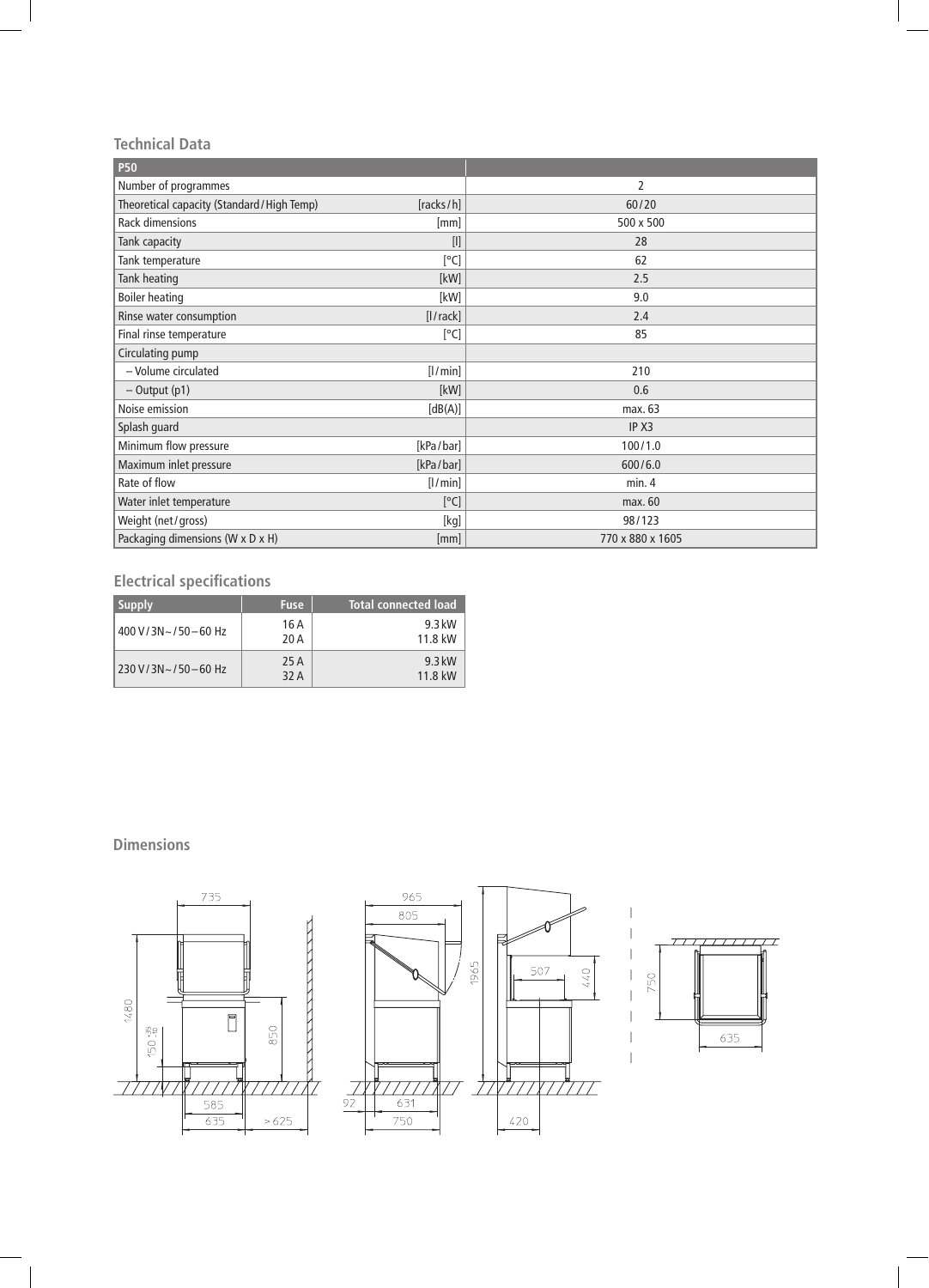## Technical Data

| P50 | | |
|---|---|---|
| Number of programmes | | 2 |
| Theoretical capacity (Standard / High Temp) | [racks / h] | 60 / 20 |
| Rack dimensions | [mm] | 500 x 500 |
| Tank capacity | [l] | 28 |
| Tank temperature | [°C] | 62 |
| Tank heating | [kW] | 2.5 |
| Boiler heating | [kW] | 9.0 |
| Rinse water consumption | [l / rack] | 2.4 |
| Final rinse temperature | [°C] | 85 |
| Circulating pump | | |
| – Volume circulated | [l / min] | 210 |
| – Output (p1) | [kW] | 0.6 |
| Noise emission | [dB(A)] | max. 63 |
| Splash guard | | IP X3 |
| Minimum flow pressure | [kPa / bar] | 100 / 1.0 |
| Maximum inlet pressure | [kPa / bar] | 600 / 6.0 |
| Rate of flow | [l / min] | min. 4 |
| Water inlet temperature | [°C] | max. 60 |
| Weight (net / gross) | [kg] | 98 / 123 |
| Packaging dimensions (W x D x H) | [mm] | 770 x 880 x 1605 |

## Electrical specifications

| Supply | Fuse | Total connected load |
|---|---|---|
| 400 V / 3N~ / 50 – 60 Hz | 16 A<br>20 A | 9.3 kW<br>11.8 kW |
| 230 V / 3N~ / 50 – 60 Hz | 25 A<br>32 A | 9.3 kW<br>11.8 kW |

## Dimensions

735, 1480, $150^{+35}_{-10}$, 850, 585, 635, > 625, 965, 805, 97, 631, 750, 1965, 507, 440, 420, 750, 635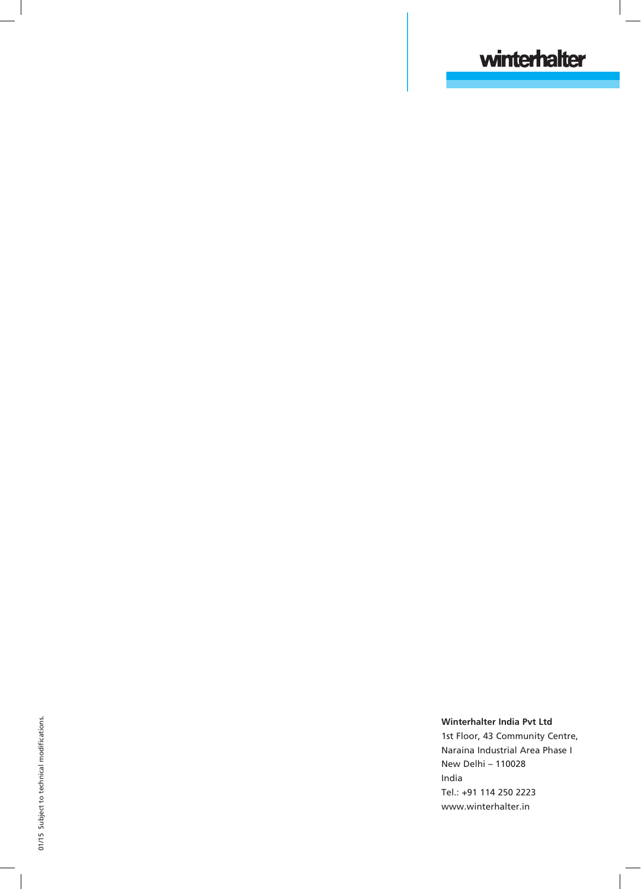winterhalter

01/15 Subject to technical modifications.

**Winterhalter India Pvt Ltd**
1st Floor, 43 Community Centre,
Naraina Industrial Area Phase I
New Delhi – 110028
India
Tel.: +91 114 250 2223
www.winterhalter.in